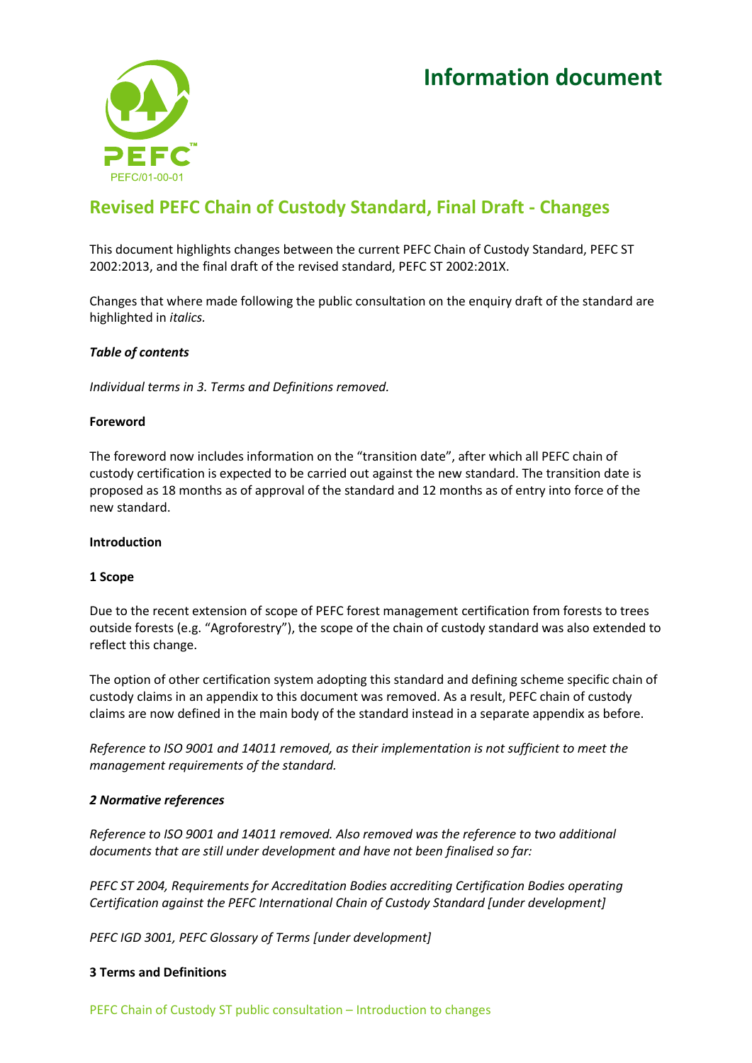PEFC/01-00-01

# Information document

## Revised PEFC Chain of Custody Standard, Final Draft - Changes

This document highlights changes between the current PEFC Chain of Custody Standard, PEFC ST 2002:2013, and the final draft of the revised standard, PEFC ST 2002:201X.

Changes that where made following the public consultation on the enquiry draft of the standard are highlighted in *italics.*

***Table of contents***

*Individual terms in 3. Terms and Definitions removed.*

**Foreword**

The foreword now includes information on the "transition date", after which all PEFC chain of custody certification is expected to be carried out against the new standard. The transition date is proposed as 18 months as of approval of the standard and 12 months as of entry into force of the new standard.

**Introduction**

**1 Scope**

Due to the recent extension of scope of PEFC forest management certification from forests to trees outside forests (e.g. "Agroforestry"), the scope of the chain of custody standard was also extended to reflect this change.

The option of other certification system adopting this standard and defining scheme specific chain of custody claims in an appendix to this document was removed. As a result, PEFC chain of custody claims are now defined in the main body of the standard instead in a separate appendix as before.

*Reference to ISO 9001 and 14011 removed, as their implementation is not sufficient to meet the management requirements of the standard.*

***2 Normative references***

*Reference to ISO 9001 and 14011 removed. Also removed was the reference to two additional documents that are still under development and have not been finalised so far:*

*PEFC ST 2004, Requirements for Accreditation Bodies accrediting Certification Bodies operating Certification against the PEFC International Chain of Custody Standard [under development]*

*PEFC IGD 3001, PEFC Glossary of Terms [under development]*

**3 Terms and Definitions**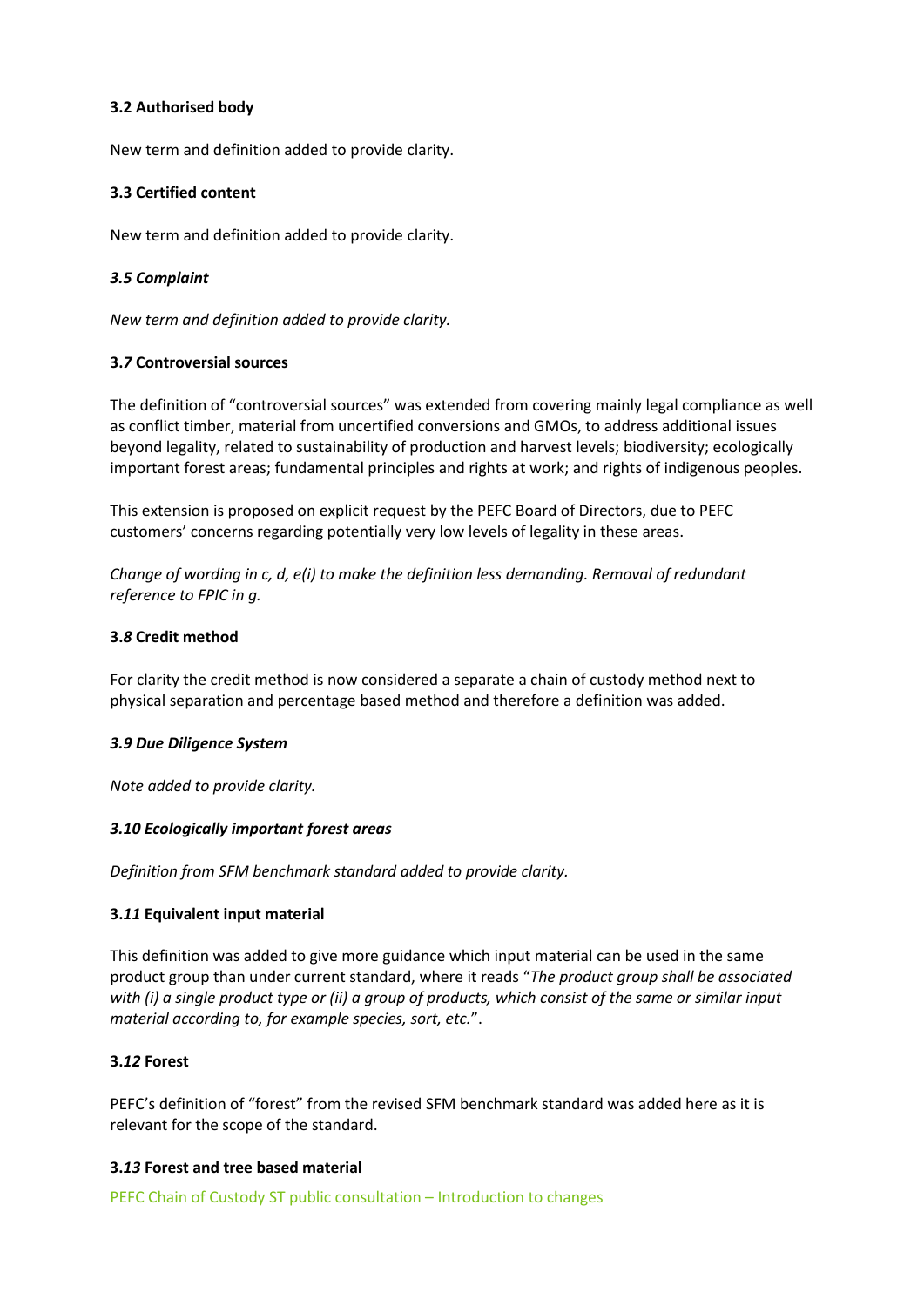**3.2 Authorised body**

New term and definition added to provide clarity.

**3.3 Certified content**

New term and definition added to provide clarity.

***3.5 Complaint***

*New term and definition added to provide clarity.*

**3.*7* Controversial sources**

The definition of "controversial sources" was extended from covering mainly legal compliance as well as conflict timber, material from uncertified conversions and GMOs, to address additional issues beyond legality, related to sustainability of production and harvest levels; biodiversity; ecologically important forest areas; fundamental principles and rights at work; and rights of indigenous peoples.

This extension is proposed on explicit request by the PEFC Board of Directors, due to PEFC customers' concerns regarding potentially very low levels of legality in these areas.

*Change of wording in c, d, e(i) to make the definition less demanding. Removal of redundant reference to FPIC in g.*

**3.*8* Credit method**

For clarity the credit method is now considered a separate a chain of custody method next to physical separation and percentage based method and therefore a definition was added.

***3.9 Due Diligence System***

*Note added to provide clarity.*

***3.10 Ecologically important forest areas***

*Definition from SFM benchmark standard added to provide clarity.*

**3.*11* Equivalent input material**

This definition was added to give more guidance which input material can be used in the same product group than under current standard, where it reads "*The product group shall be associated with (i) a single product type or (ii) a group of products, which consist of the same or similar input material according to, for example species, sort, etc.*".

**3.*12* Forest**

PEFC's definition of "forest" from the revised SFM benchmark standard was added here as it is relevant for the scope of the standard.

**3.*13* Forest and tree based material**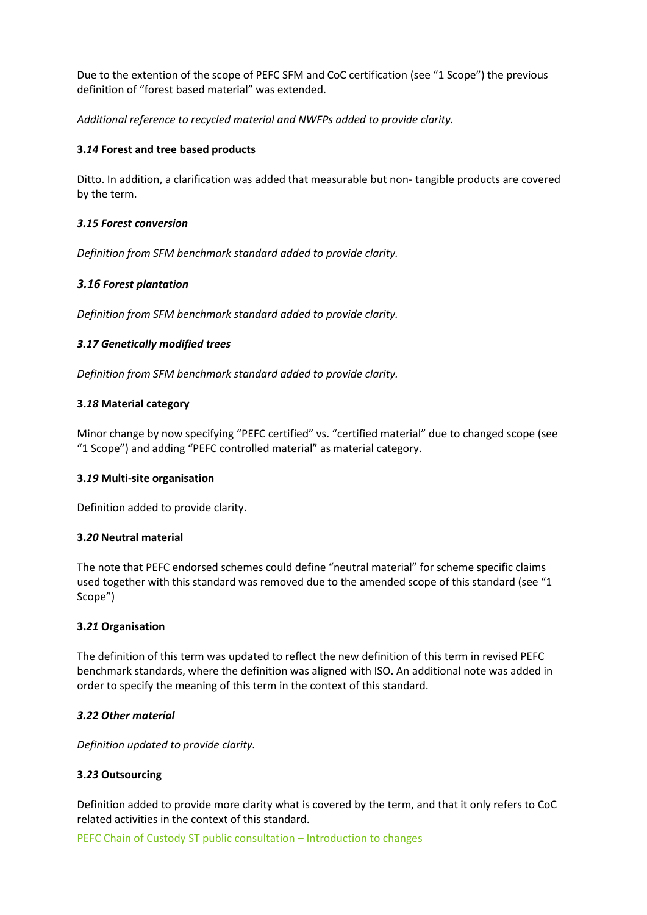Due to the extention of the scope of PEFC SFM and CoC certification (see “1 Scope”) the previous definition of “forest based material” was extended.

*Additional reference to recycled material and NWFPs added to provide clarity.*

### 3.*14* Forest and tree based products

Ditto. In addition, a clarification was added that measurable but non- tangible products are covered by the term.

### *3.15 Forest conversion*

*Definition from SFM benchmark standard added to provide clarity.*

### *3.16 Forest plantation*

*Definition from SFM benchmark standard added to provide clarity.*

### *3.17 Genetically modified trees*

*Definition from SFM benchmark standard added to provide clarity.*

### 3.*18* Material category

Minor change by now specifying “PEFC certified” vs. “certified material” due to changed scope (see “1 Scope”) and adding “PEFC controlled material” as material category.

### 3.*19* Multi-site organisation

Definition added to provide clarity.

### 3.*20* Neutral material

The note that PEFC endorsed schemes could define “neutral material” for scheme specific claims used together with this standard was removed due to the amended scope of this standard (see “1 Scope”)

### 3.*21* Organisation

The definition of this term was updated to reflect the new definition of this term in revised PEFC benchmark standards, where the definition was aligned with ISO. An additional note was added in order to specify the meaning of this term in the context of this standard.

### *3.22 Other material*

*Definition updated to provide clarity.*

### 3.*23* Outsourcing

Definition added to provide more clarity what is covered by the term, and that it only refers to CoC related activities in the context of this standard.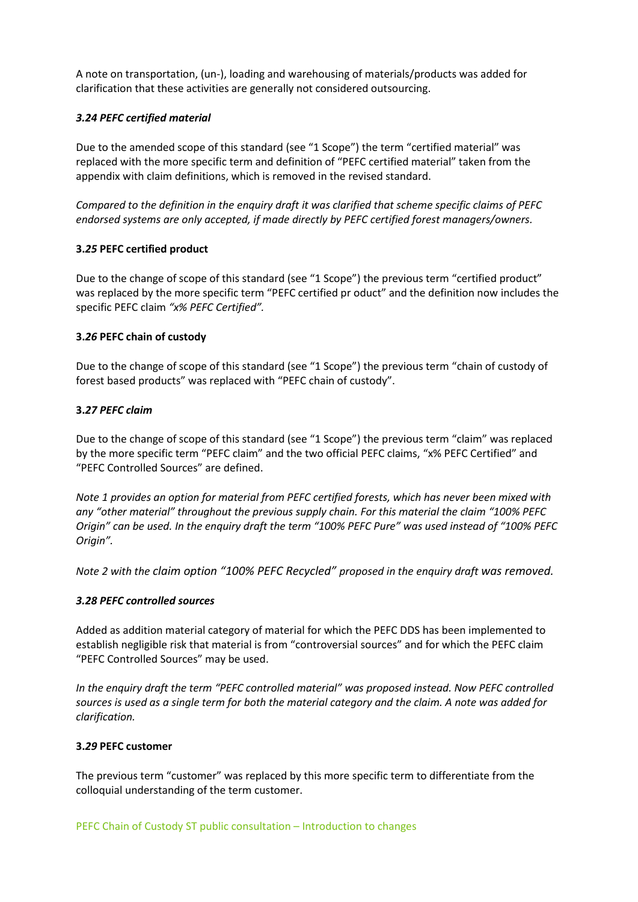A note on transportation, (un-), loading and warehousing of materials/products was added for clarification that these activities are generally not considered outsourcing.

### *3.24 PEFC certified material*

Due to the amended scope of this standard (see "1 Scope") the term "certified material" was replaced with the more specific term and definition of "PEFC certified material" taken from the appendix with claim definitions, which is removed in the revised standard.

*Compared to the definition in the enquiry draft it was clarified that scheme specific claims of PEFC endorsed systems are only accepted, if made directly by PEFC certified forest managers/owners.*

### **3.*25* PEFC certified product**

Due to the change of scope of this standard (see "1 Scope") the previous term "certified product" was replaced by the more specific term "PEFC certified pr oduct" and the definition now includes the specific PEFC claim *"x% PEFC Certified".*

### **3.*26* PEFC chain of custody**

Due to the change of scope of this standard (see "1 Scope") the previous term "chain of custody of forest based products" was replaced with "PEFC chain of custody".

### **3.*27 PEFC claim***

Due to the change of scope of this standard (see "1 Scope") the previous term "claim" was replaced by the more specific term "PEFC claim" and the two official PEFC claims, "x% PEFC Certified" and "PEFC Controlled Sources" are defined.

*Note 1 provides an option for material from PEFC certified forests, which has never been mixed with any "other material" throughout the previous supply chain. For this material the claim "100% PEFC Origin" can be used. In the enquiry draft the term "100% PEFC Pure" was used instead of "100% PEFC Origin".*

*Note 2 with the claim option "100% PEFC Recycled" proposed in the enquiry draft was removed.*

### *3.28 PEFC controlled sources*

Added as addition material category of material for which the PEFC DDS has been implemented to establish negligible risk that material is from "controversial sources" and for which the PEFC claim "PEFC Controlled Sources" may be used.

*In the enquiry draft the term "PEFC controlled material" was proposed instead. Now PEFC controlled sources is used as a single term for both the material category and the claim. A note was added for clarification.*

### **3.*29* PEFC customer**

The previous term "customer" was replaced by this more specific term to differentiate from the colloquial understanding of the term customer.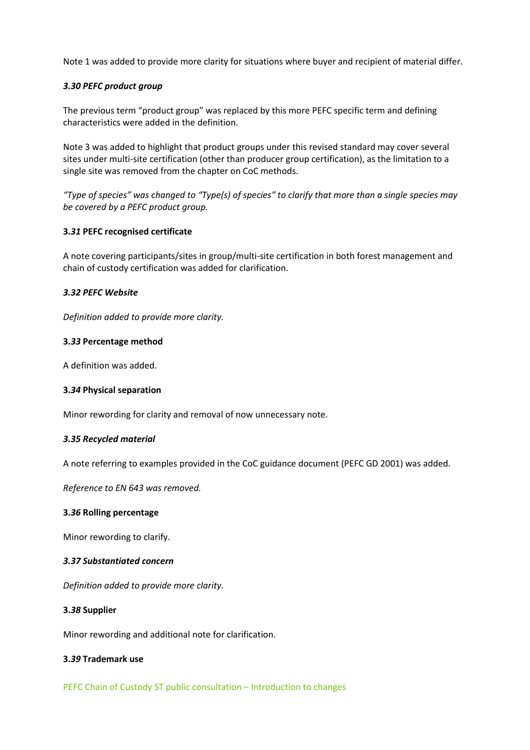Note 1 was added to provide more clarity for situations where buyer and recipient of material differ.

### *3.30 PEFC product group*

The previous term "product group" was replaced by this more PEFC specific term and defining characteristics were added in the definition.

Note 3 was added to highlight that product groups under this revised standard may cover several sites under multi-site certification (other than producer group certification), as the limitation to a single site was removed from the chapter on CoC methods.

*"Type of species" was changed to "Type(s) of species" to clarify that more than a single species may be covered by a PEFC product group.*

### **3.*31* PEFC recognised certificate**

A note covering participants/sites in group/multi-site certification in both forest management and chain of custody certification was added for clarification.

### *3.32 PEFC Website*

*Definition added to provide more clarity.*

### **3.*33* Percentage method**

A definition was added.

### **3.*34* Physical separation**

Minor rewording for clarity and removal of now unnecessary note.

### *3.35 Recycled material*

A note referring to examples provided in the CoC guidance document (PEFC GD 2001) was added.

*Reference to EN 643 was removed.*

### **3.*36* Rolling percentage**

Minor rewording to clarify.

### *3.37 Substantiated concern*

*Definition added to provide more clarity.*

### **3.*38* Supplier**

Minor rewording and additional note for clarification.

### **3.*39* Trademark use**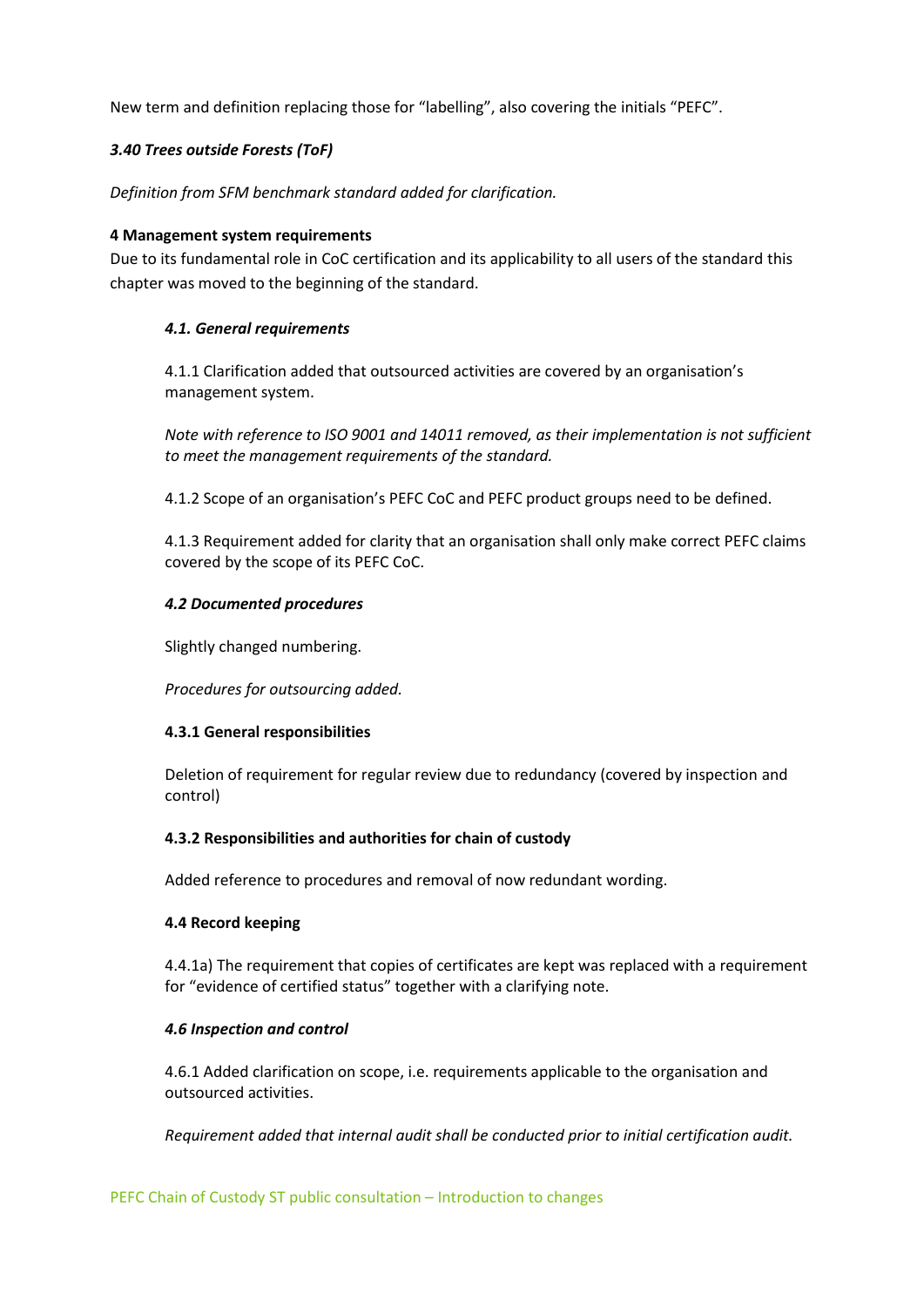New term and definition replacing those for “labelling”, also covering the initials “PEFC”.

***3.40 Trees outside Forests (ToF)***

*Definition from SFM benchmark standard added for clarification.*

**4 Management system requirements**

Due to its fundamental role in CoC certification and its applicability to all users of the standard this chapter was moved to the beginning of the standard.

***4.1. General requirements***

4.1.1 Clarification added that outsourced activities are covered by an organisation’s management system.

*Note with reference to ISO 9001 and 14011 removed, as their implementation is not sufficient to meet the management requirements of the standard.*

4.1.2 Scope of an organisation’s PEFC CoC and PEFC product groups need to be defined.

4.1.3 Requirement added for clarity that an organisation shall only make correct PEFC claims covered by the scope of its PEFC CoC.

***4.2 Documented procedures***

Slightly changed numbering.

*Procedures for outsourcing added.*

**4.3.1 General responsibilities**

Deletion of requirement for regular review due to redundancy (covered by inspection and control)

**4.3.2 Responsibilities and authorities for chain of custody**

Added reference to procedures and removal of now redundant wording.

**4.4 Record keeping**

4.4.1a) The requirement that copies of certificates are kept was replaced with a requirement for “evidence of certified status” together with a clarifying note.

***4.6 Inspection and control***

4.6.1 Added clarification on scope, i.e. requirements applicable to the organisation and outsourced activities.

*Requirement added that internal audit shall be conducted prior to initial certification audit.*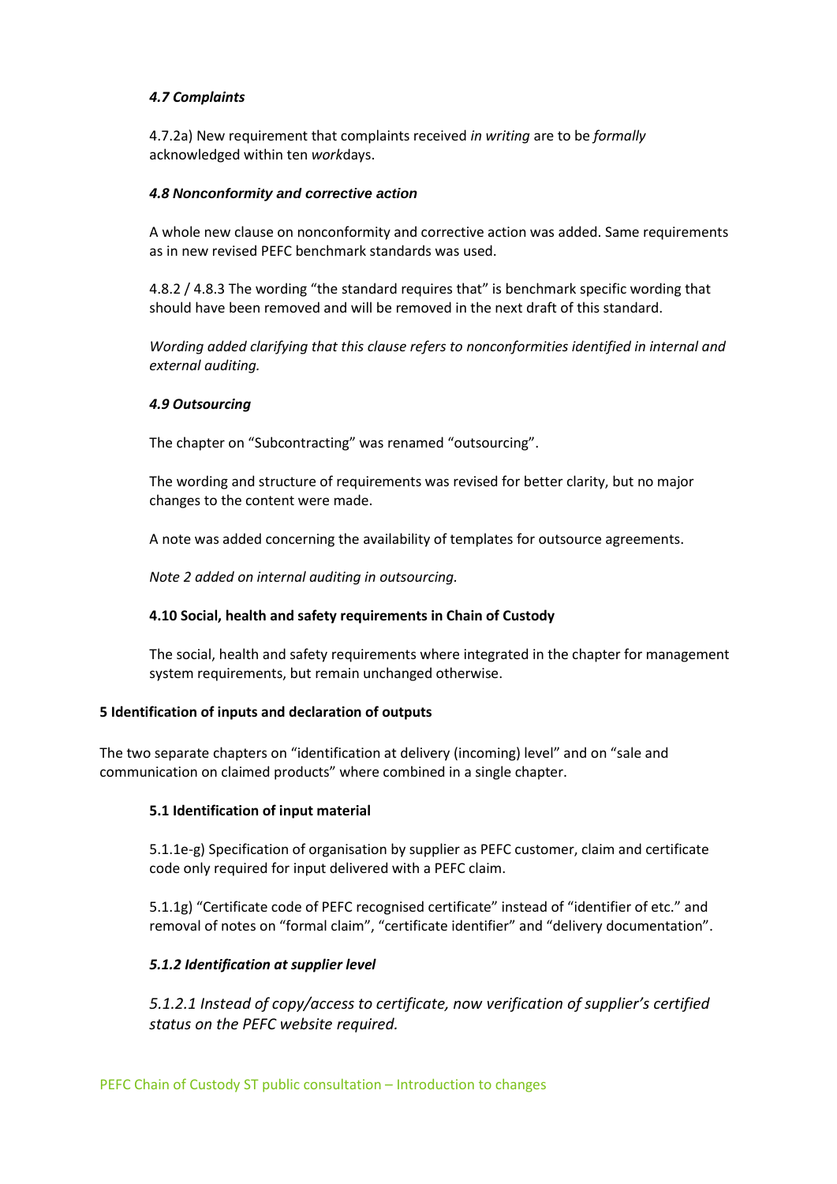#### *4.7 Complaints*

4.7.2a) New requirement that complaints received *in writing* are to be *formally* acknowledged within ten *work*days.

#### *4.8 Nonconformity and corrective action*

A whole new clause on nonconformity and corrective action was added. Same requirements as in new revised PEFC benchmark standards was used.

4.8.2 / 4.8.3 The wording "the standard requires that" is benchmark specific wording that should have been removed and will be removed in the next draft of this standard.

*Wording added clarifying that this clause refers to nonconformities identified in internal and external auditing.*

#### *4.9 Outsourcing*

The chapter on "Subcontracting" was renamed "outsourcing".

The wording and structure of requirements was revised for better clarity, but no major changes to the content were made.

A note was added concerning the availability of templates for outsource agreements.

*Note 2 added on internal auditing in outsourcing.*

#### 4.10 Social, health and safety requirements in Chain of Custody

The social, health and safety requirements where integrated in the chapter for management system requirements, but remain unchanged otherwise.

### 5 Identification of inputs and declaration of outputs

The two separate chapters on "identification at delivery (incoming) level" and on "sale and communication on claimed products" where combined in a single chapter.

#### 5.1 Identification of input material

5.1.1e-g) Specification of organisation by supplier as PEFC customer, claim and certificate code only required for input delivered with a PEFC claim.

5.1.1g) "Certificate code of PEFC recognised certificate" instead of "identifier of etc." and removal of notes on "formal claim", "certificate identifier" and "delivery documentation".

#### *5.1.2 Identification at supplier level*

*5.1.2.1 Instead of copy/access to certificate, now verification of supplier's certified status on the PEFC website required.*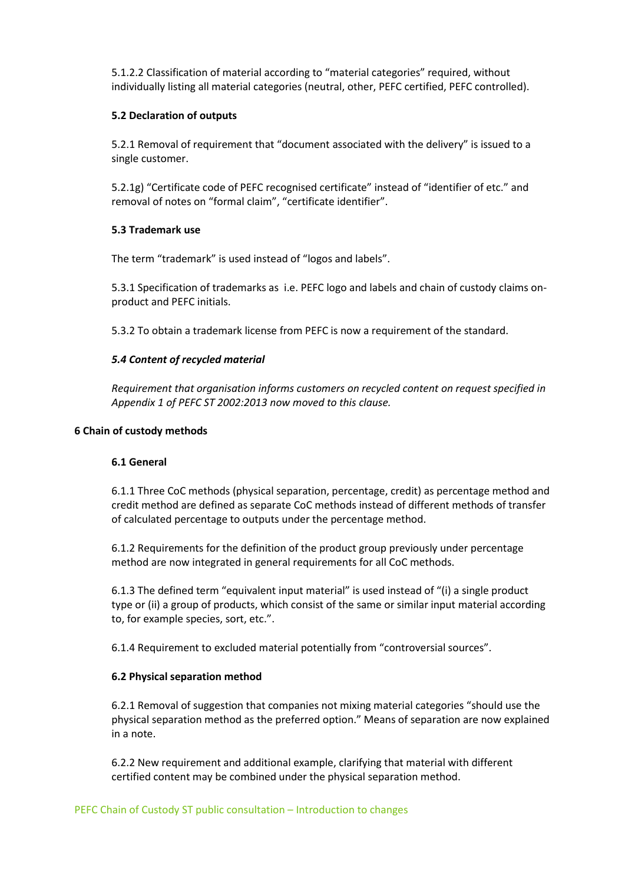5.1.2.2 Classification of material according to "material categories" required, without individually listing all material categories (neutral, other, PEFC certified, PEFC controlled).

### 5.2 Declaration of outputs

5.2.1 Removal of requirement that "document associated with the delivery" is issued to a single customer.

5.2.1g) "Certificate code of PEFC recognised certificate" instead of "identifier of etc." and removal of notes on "formal claim", "certificate identifier".

### 5.3 Trademark use

The term "trademark" is used instead of "logos and labels".

5.3.1 Specification of trademarks as  i.e. PEFC logo and labels and chain of custody claims on-product and PEFC initials.

5.3.2 To obtain a trademark license from PEFC is now a requirement of the standard.

### *5.4 Content of recycled material*

*Requirement that organisation informs customers on recycled content on request specified in Appendix 1 of PEFC ST 2002:2013 now moved to this clause.*

## 6 Chain of custody methods

### 6.1 General

6.1.1 Three CoC methods (physical separation, percentage, credit) as percentage method and credit method are defined as separate CoC methods instead of different methods of transfer of calculated percentage to outputs under the percentage method.

6.1.2 Requirements for the definition of the product group previously under percentage method are now integrated in general requirements for all CoC methods.

6.1.3 The defined term "equivalent input material" is used instead of "(i) a single product type or (ii) a group of products, which consist of the same or similar input material according to, for example species, sort, etc.".

6.1.4 Requirement to excluded material potentially from "controversial sources".

### 6.2 Physical separation method

6.2.1 Removal of suggestion that companies not mixing material categories "should use the physical separation method as the preferred option." Means of separation are now explained in a note.

6.2.2 New requirement and additional example, clarifying that material with different certified content may be combined under the physical separation method.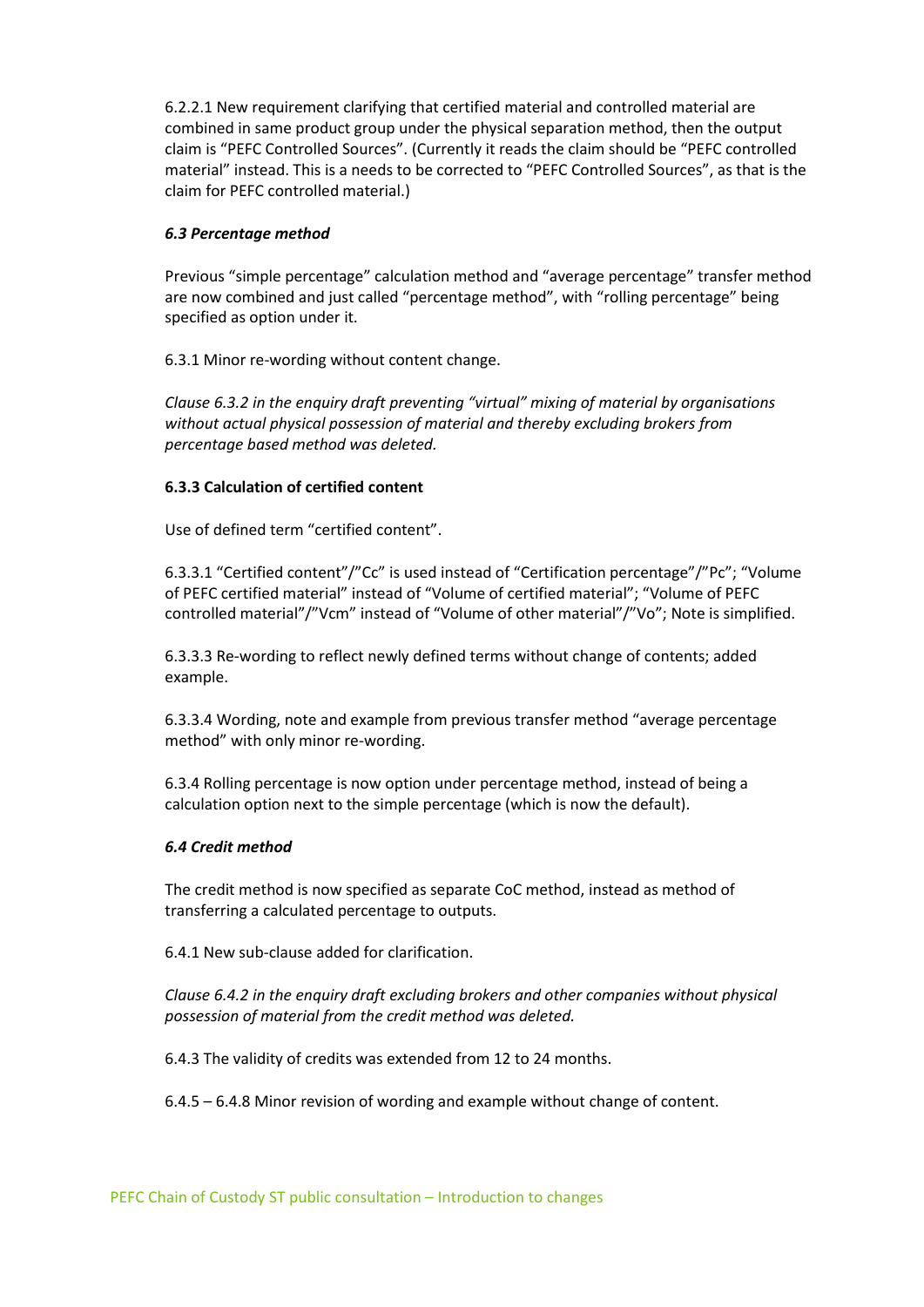6.2.2.1 New requirement clarifying that certified material and controlled material are combined in same product group under the physical separation method, then the output claim is "PEFC Controlled Sources". (Currently it reads the claim should be "PEFC controlled material" instead. This is a needs to be corrected to "PEFC Controlled Sources", as that is the claim for PEFC controlled material.)

***6.3 Percentage method***

Previous "simple percentage" calculation method and "average percentage" transfer method are now combined and just called "percentage method", with "rolling percentage" being specified as option under it.

6.3.1 Minor re-wording without content change.

*Clause 6.3.2 in the enquiry draft preventing "virtual" mixing of material by organisations without actual physical possession of material and thereby excluding brokers from percentage based method was deleted.*

**6.3.3 Calculation of certified content**

Use of defined term "certified content".

6.3.3.1 "Certified content"/"Cc" is used instead of "Certification percentage"/"Pc"; "Volume of PEFC certified material" instead of "Volume of certified material"; "Volume of PEFC controlled material"/"Vcm" instead of "Volume of other material"/"Vo"; Note is simplified.

6.3.3.3 Re-wording to reflect newly defined terms without change of contents; added example.

6.3.3.4 Wording, note and example from previous transfer method "average percentage method" with only minor re-wording.

6.3.4 Rolling percentage is now option under percentage method, instead of being a calculation option next to the simple percentage (which is now the default).

***6.4 Credit method***

The credit method is now specified as separate CoC method, instead as method of transferring a calculated percentage to outputs.

6.4.1 New sub-clause added for clarification.

*Clause 6.4.2 in the enquiry draft excluding brokers and other companies without physical possession of material from the credit method was deleted.*

6.4.3 The validity of credits was extended from 12 to 24 months.

6.4.5 – 6.4.8 Minor revision of wording and example without change of content.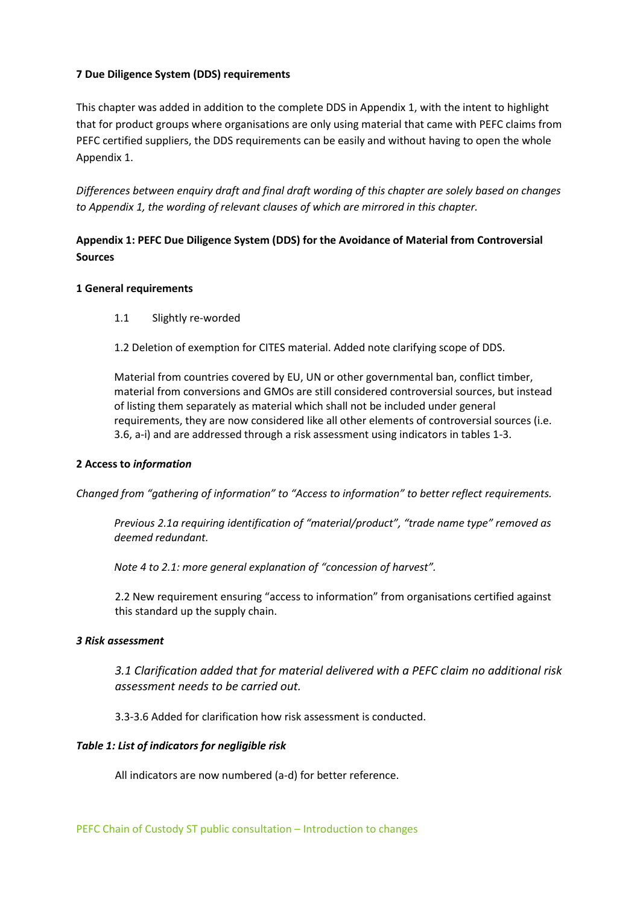**7 Due Diligence System (DDS) requirements**

This chapter was added in addition to the complete DDS in Appendix 1, with the intent to highlight that for product groups where organisations are only using material that came with PEFC claims from PEFC certified suppliers, the DDS requirements can be easily and without having to open the whole Appendix 1.

*Differences between enquiry draft and final draft wording of this chapter are solely based on changes to Appendix 1, the wording of relevant clauses of which are mirrored in this chapter.*

**Appendix 1: PEFC Due Diligence System (DDS) for the Avoidance of Material from Controversial Sources**

**1 General requirements**

1.1 Slightly re-worded

1.2 Deletion of exemption for CITES material. Added note clarifying scope of DDS.

Material from countries covered by EU, UN or other governmental ban, conflict timber, material from conversions and GMOs are still considered controversial sources, but instead of listing them separately as material which shall not be included under general requirements, they are now considered like all other elements of controversial sources (i.e. 3.6, a-i) and are addressed through a risk assessment using indicators in tables 1-3.

**2 Access to *information***

*Changed from "gathering of information" to "Access to information" to better reflect requirements.*

*Previous 2.1a requiring identification of "material/product", "trade name type" removed as deemed redundant.*

*Note 4 to 2.1: more general explanation of "concession of harvest".*

2.2 New requirement ensuring "access to information" from organisations certified against this standard up the supply chain.

***3 Risk assessment***

*3.1 Clarification added that for material delivered with a PEFC claim no additional risk assessment needs to be carried out.*

3.3-3.6 Added for clarification how risk assessment is conducted.

***Table 1: List of indicators for negligible risk***

All indicators are now numbered (a-d) for better reference.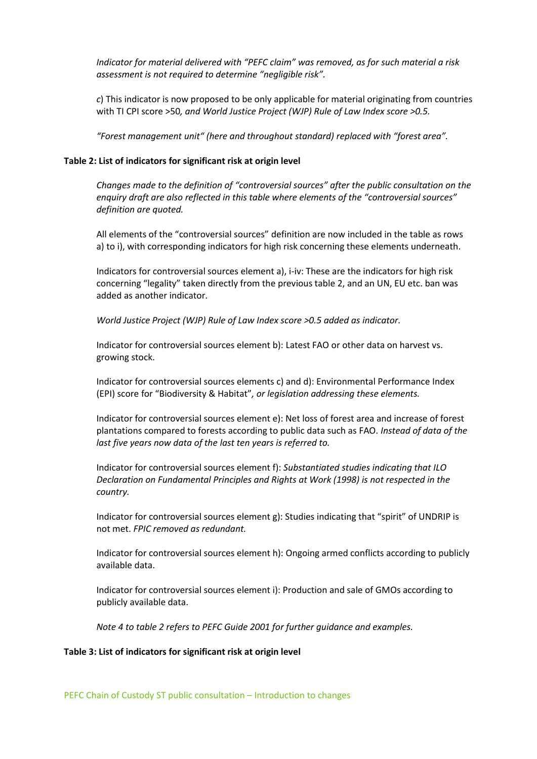*Indicator for material delivered with "PEFC claim" was removed, as for such material a risk assessment is not required to determine "negligible risk".*

*c*) This indicator is now proposed to be only applicable for material originating from countries with TI CPI score >50*, and World Justice Project (WJP) Rule of Law Index score >0.5.*

*"Forest management unit" (here and throughout standard) replaced with "forest area".*

**Table 2: List of indicators for significant risk at origin level**

*Changes made to the definition of "controversial sources" after the public consultation on the enquiry draft are also reflected in this table where elements of the "controversial sources" definition are quoted.*

All elements of the "controversial sources" definition are now included in the table as rows a) to i), with corresponding indicators for high risk concerning these elements underneath.

Indicators for controversial sources element a), i-iv: These are the indicators for high risk concerning "legality" taken directly from the previous table 2, and an UN, EU etc. ban was added as another indicator.

*World Justice Project (WJP) Rule of Law Index score >0.5 added as indicator.*

Indicator for controversial sources element b): Latest FAO or other data on harvest vs. growing stock.

Indicator for controversial sources elements c) and d): Environmental Performance Index (EPI) score for "Biodiversity & Habitat"*, or legislation addressing these elements.*

Indicator for controversial sources element e): Net loss of forest area and increase of forest plantations compared to forests according to public data such as FAO. *Instead of data of the last five years now data of the last ten years is referred to.*

Indicator for controversial sources element f): *Substantiated studies indicating that ILO Declaration on Fundamental Principles and Rights at Work (1998) is not respected in the country.*

Indicator for controversial sources element g): Studies indicating that "spirit" of UNDRIP is not met. *FPIC removed as redundant.*

Indicator for controversial sources element h): Ongoing armed conflicts according to publicly available data.

Indicator for controversial sources element i): Production and sale of GMOs according to publicly available data.

*Note 4 to table 2 refers to PEFC Guide 2001 for further guidance and examples.*

**Table 3: List of indicators for significant risk at origin level**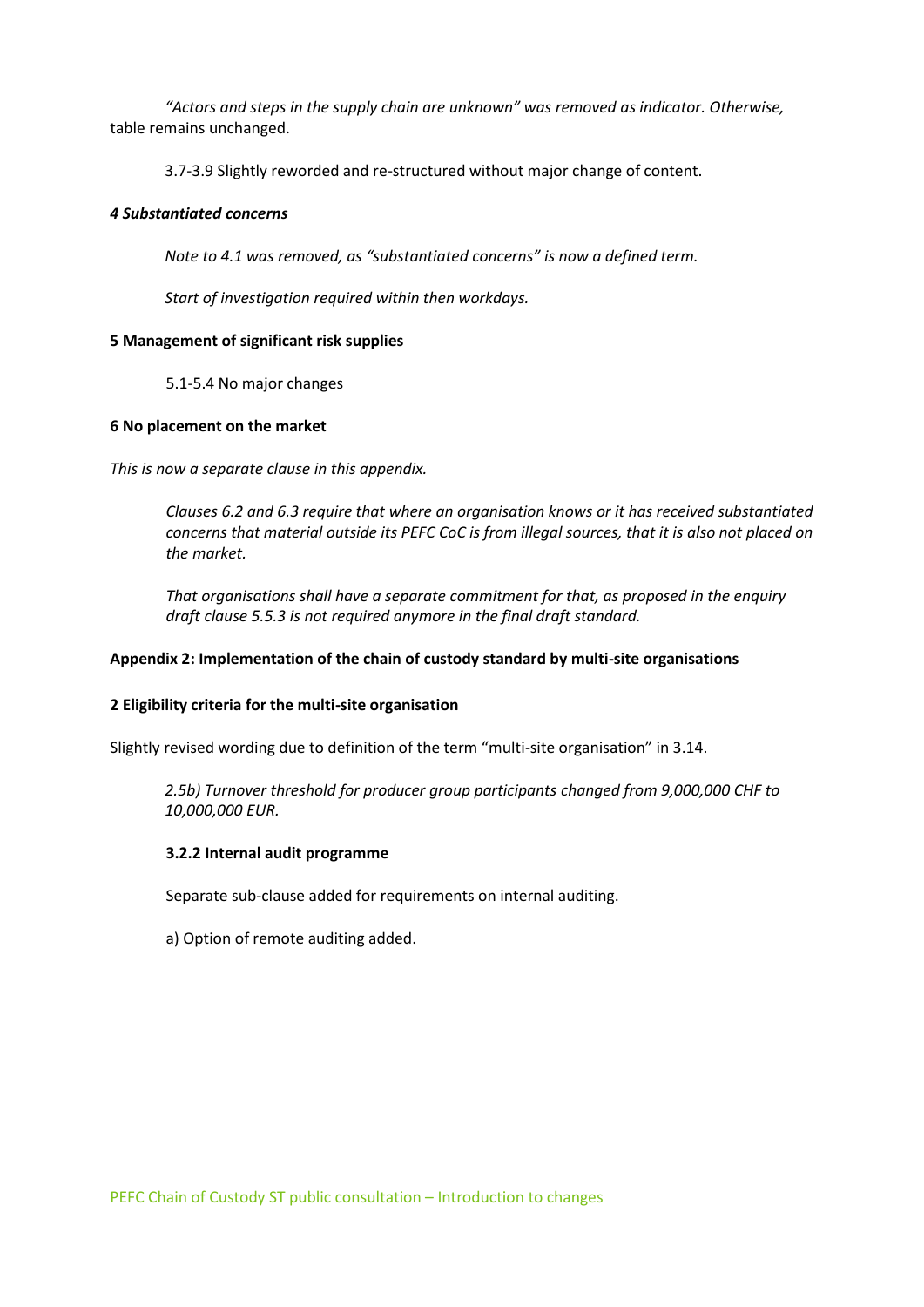*"Actors and steps in the supply chain are unknown" was removed as indicator. Otherwise,* table remains unchanged.

3.7-3.9 Slightly reworded and re-structured without major change of content.

***4 Substantiated concerns***

*Note to 4.1 was removed, as "substantiated concerns" is now a defined term.*

*Start of investigation required within then workdays.*

**5 Management of significant risk supplies**

5.1-5.4 No major changes

**6 No placement on the market**

*This is now a separate clause in this appendix.*

*Clauses 6.2 and 6.3 require that where an organisation knows or it has received substantiated concerns that material outside its PEFC CoC is from illegal sources, that it is also not placed on the market.*

*That organisations shall have a separate commitment for that, as proposed in the enquiry draft clause 5.5.3 is not required anymore in the final draft standard.*

**Appendix 2: Implementation of the chain of custody standard by multi-site organisations**

**2 Eligibility criteria for the multi-site organisation**

Slightly revised wording due to definition of the term "multi-site organisation" in 3.14.

*2.5b) Turnover threshold for producer group participants changed from 9,000,000 CHF to 10,000,000 EUR.*

**3.2.2 Internal audit programme**

Separate sub-clause added for requirements on internal auditing.

a) Option of remote auditing added.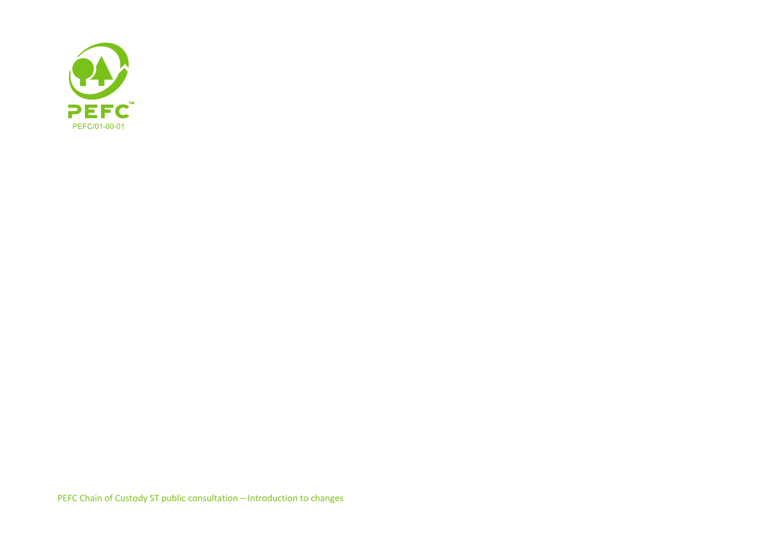PEFC

PEFC/01-00-01